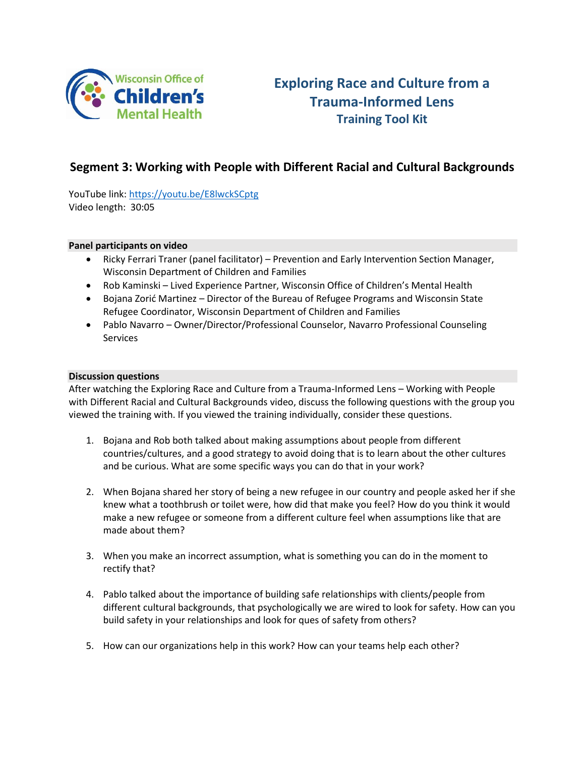Wisconsin Office of Children's Mental Health

# Exploring Race and Culture from a Trauma-Informed Lens

## Training Tool Kit

## Segment 3: Working with People with Different Racial and Cultural Backgrounds

YouTube link: https://youtu.be/E8lwckSCptg
Video length: 30:05

**Panel participants on video**

- Ricky Ferrari Traner (panel facilitator) – Prevention and Early Intervention Section Manager, Wisconsin Department of Children and Families
- Rob Kaminski – Lived Experience Partner, Wisconsin Office of Children's Mental Health
- Bojana Zorić Martinez – Director of the Bureau of Refugee Programs and Wisconsin State Refugee Coordinator, Wisconsin Department of Children and Families
- Pablo Navarro – Owner/Director/Professional Counselor, Navarro Professional Counseling Services

**Discussion questions**

After watching the Exploring Race and Culture from a Trauma-Informed Lens – Working with People with Different Racial and Cultural Backgrounds video, discuss the following questions with the group you viewed the training with. If you viewed the training individually, consider these questions.

1. Bojana and Rob both talked about making assumptions about people from different countries/cultures, and a good strategy to avoid doing that is to learn about the other cultures and be curious. What are some specific ways you can do that in your work?

2. When Bojana shared her story of being a new refugee in our country and people asked her if she knew what a toothbrush or toilet were, how did that make you feel? How do you think it would make a new refugee or someone from a different culture feel when assumptions like that are made about them?

3. When you make an incorrect assumption, what is something you can do in the moment to rectify that?

4. Pablo talked about the importance of building safe relationships with clients/people from different cultural backgrounds, that psychologically we are wired to look for safety. How can you build safety in your relationships and look for ques of safety from others?

5. How can our organizations help in this work? How can your teams help each other?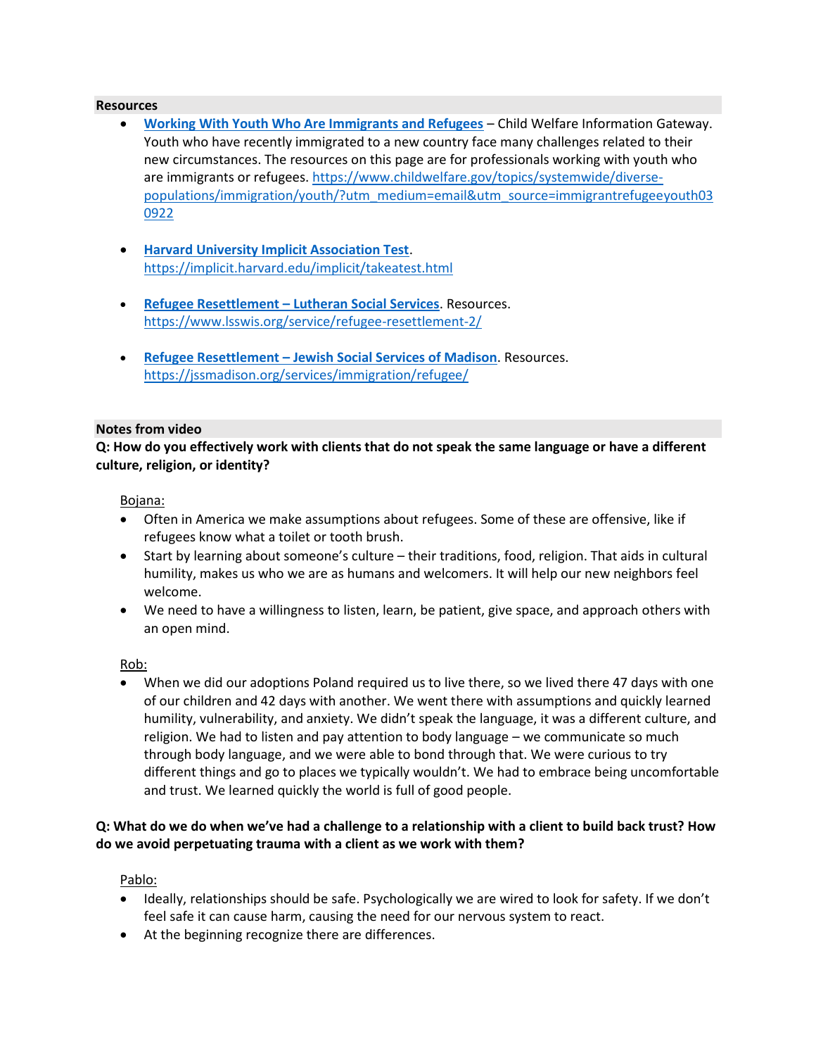## Resources

- **[Working With Youth Who Are Immigrants and Refugees](https://www.childwelfare.gov/topics/systemwide/diverse-populations/immigration/youth/?utm_medium=email&utm_source=immigrantrefugeeyouth030922)** – Child Welfare Information Gateway. Youth who have recently immigrated to a new country face many challenges related to their new circumstances. The resources on this page are for professionals working with youth who are immigrants or refugees. https://www.childwelfare.gov/topics/systemwide/diverse-populations/immigration/youth/?utm_medium=email&utm_source=immigrantrefugeeyouth030922

- **[Harvard University Implicit Association Test](https://implicit.harvard.edu/implicit/takeatest.html)**. https://implicit.harvard.edu/implicit/takeatest.html

- **[Refugee Resettlement – Lutheran Social Services](https://www.lsswis.org/service/refugee-resettlement-2/)**. Resources. https://www.lsswis.org/service/refugee-resettlement-2/

- **[Refugee Resettlement – Jewish Social Services of Madison](https://jssmadison.org/services/immigration/refugee/)**. Resources. https://jssmadison.org/services/immigration/refugee/

## Notes from video

**Q: How do you effectively work with clients that do not speak the same language or have a different culture, religion, or identity?**

Bojana:

- Often in America we make assumptions about refugees. Some of these are offensive, like if refugees know what a toilet or tooth brush.
- Start by learning about someone's culture – their traditions, food, religion. That aids in cultural humility, makes us who we are as humans and welcomers. It will help our new neighbors feel welcome.
- We need to have a willingness to listen, learn, be patient, give space, and approach others with an open mind.

Rob:

- When we did our adoptions Poland required us to live there, so we lived there 47 days with one of our children and 42 days with another. We went there with assumptions and quickly learned humility, vulnerability, and anxiety. We didn't speak the language, it was a different culture, and religion. We had to listen and pay attention to body language – we communicate so much through body language, and we were able to bond through that. We were curious to try different things and go to places we typically wouldn't. We had to embrace being uncomfortable and trust. We learned quickly the world is full of good people.

**Q: What do we do when we've had a challenge to a relationship with a client to build back trust? How do we avoid perpetuating trauma with a client as we work with them?**

Pablo:

- Ideally, relationships should be safe. Psychologically we are wired to look for safety. If we don't feel safe it can cause harm, causing the need for our nervous system to react.
- At the beginning recognize there are differences.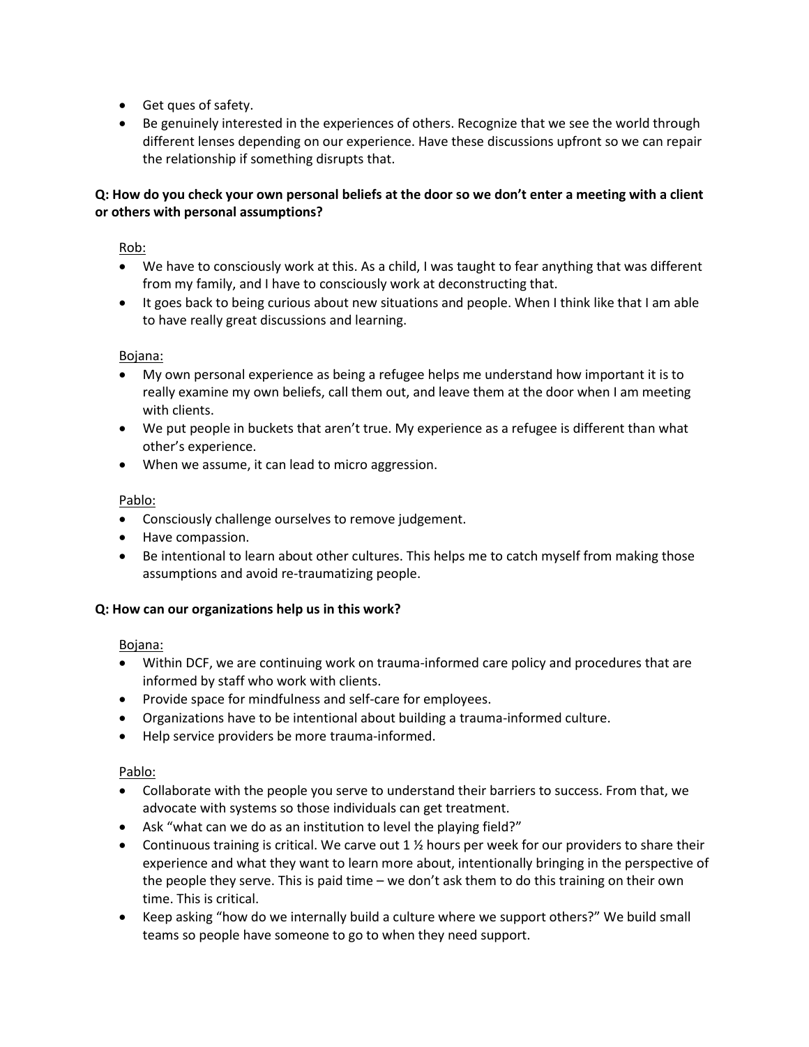- Get ques of safety.
- Be genuinely interested in the experiences of others. Recognize that we see the world through different lenses depending on our experience. Have these discussions upfront so we can repair the relationship if something disrupts that.

**Q: How do you check your own personal beliefs at the door so we don't enter a meeting with a client or others with personal assumptions?**

Rob:

- We have to consciously work at this. As a child, I was taught to fear anything that was different from my family, and I have to consciously work at deconstructing that.
- It goes back to being curious about new situations and people. When I think like that I am able to have really great discussions and learning.

Bojana:

- My own personal experience as being a refugee helps me understand how important it is to really examine my own beliefs, call them out, and leave them at the door when I am meeting with clients.
- We put people in buckets that aren't true. My experience as a refugee is different than what other's experience.
- When we assume, it can lead to micro aggression.

Pablo:

- Consciously challenge ourselves to remove judgement.
- Have compassion.
- Be intentional to learn about other cultures. This helps me to catch myself from making those assumptions and avoid re-traumatizing people.

**Q: How can our organizations help us in this work?**

Bojana:

- Within DCF, we are continuing work on trauma-informed care policy and procedures that are informed by staff who work with clients.
- Provide space for mindfulness and self-care for employees.
- Organizations have to be intentional about building a trauma-informed culture.
- Help service providers be more trauma-informed.

Pablo:

- Collaborate with the people you serve to understand their barriers to success. From that, we advocate with systems so those individuals can get treatment.
- Ask "what can we do as an institution to level the playing field?"
- Continuous training is critical. We carve out 1 ½ hours per week for our providers to share their experience and what they want to learn more about, intentionally bringing in the perspective of the people they serve. This is paid time – we don't ask them to do this training on their own time. This is critical.
- Keep asking "how do we internally build a culture where we support others?" We build small teams so people have someone to go to when they need support.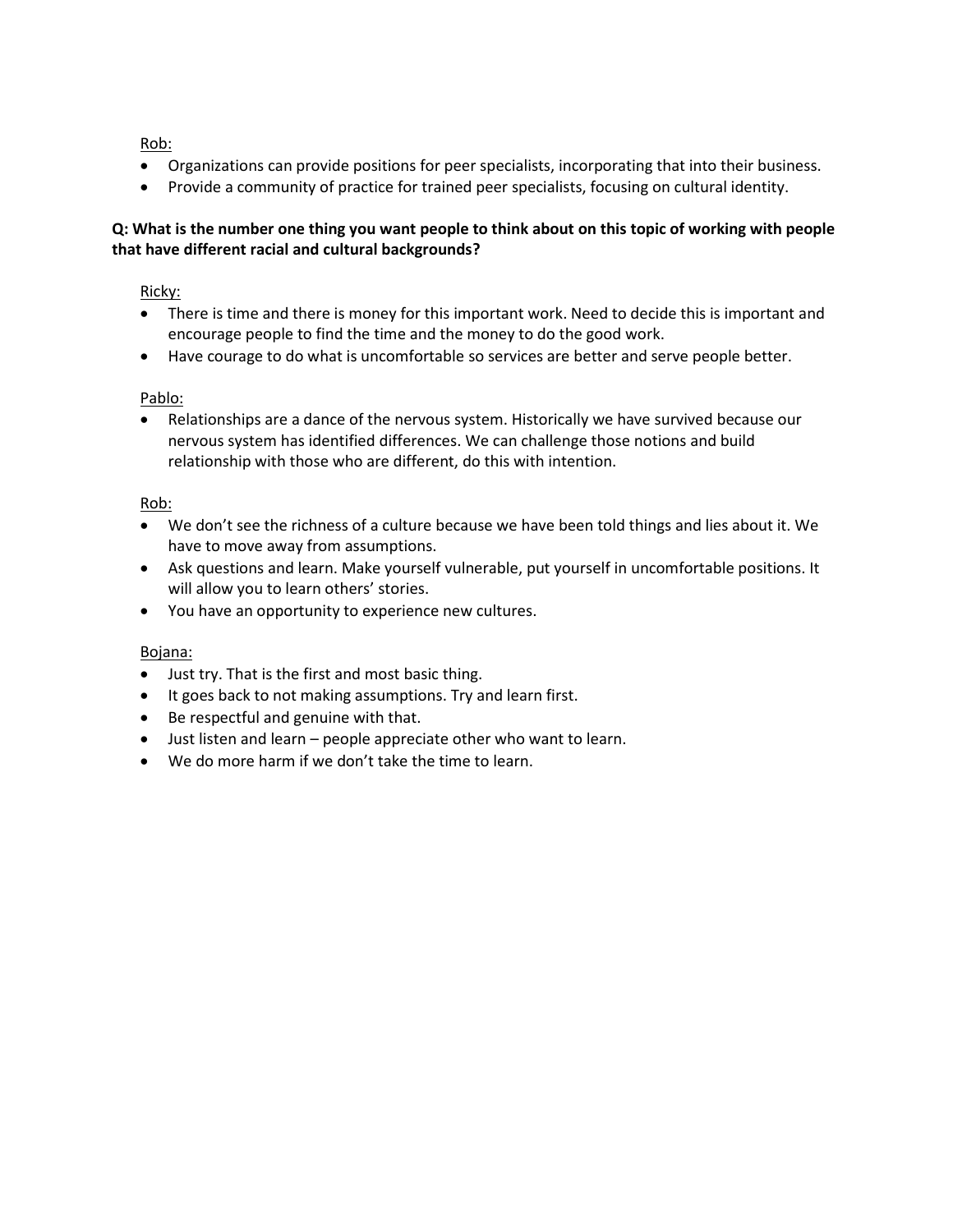<u>Rob:</u>

- Organizations can provide positions for peer specialists, incorporating that into their business.
- Provide a community of practice for trained peer specialists, focusing on cultural identity.

**Q: What is the number one thing you want people to think about on this topic of working with people that have different racial and cultural backgrounds?**

<u>Ricky:</u>

- There is time and there is money for this important work. Need to decide this is important and encourage people to find the time and the money to do the good work.
- Have courage to do what is uncomfortable so services are better and serve people better.

<u>Pablo:</u>

- Relationships are a dance of the nervous system. Historically we have survived because our nervous system has identified differences. We can challenge those notions and build relationship with those who are different, do this with intention.

<u>Rob:</u>

- We don't see the richness of a culture because we have been told things and lies about it. We have to move away from assumptions.
- Ask questions and learn. Make yourself vulnerable, put yourself in uncomfortable positions. It will allow you to learn others' stories.
- You have an opportunity to experience new cultures.

<u>Bojana:</u>

- Just try. That is the first and most basic thing.
- It goes back to not making assumptions. Try and learn first.
- Be respectful and genuine with that.
- Just listen and learn – people appreciate other who want to learn.
- We do more harm if we don't take the time to learn.